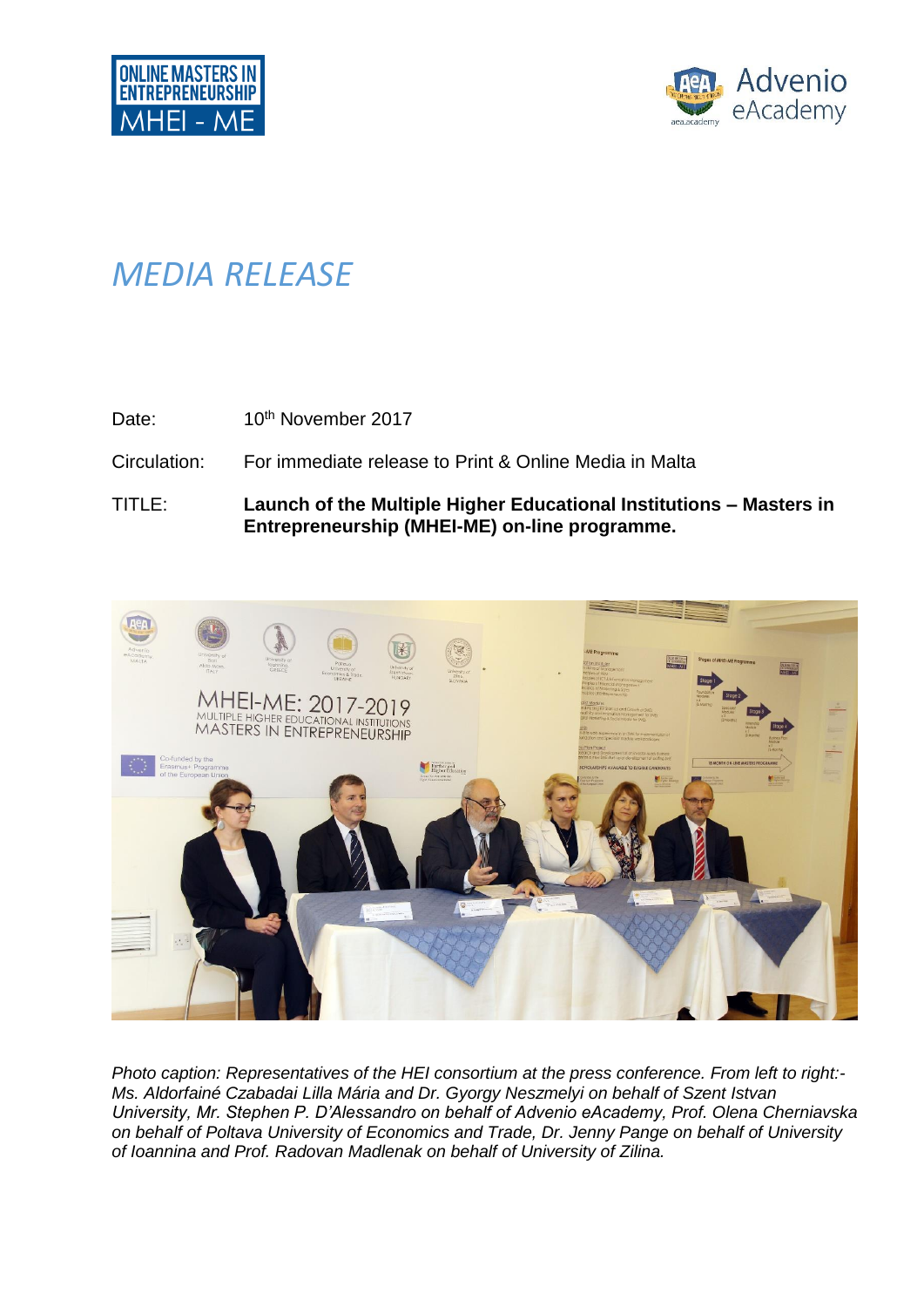ONLINE MASTERS IN ENTREPRENEURSHIP MHEI - ME

Advenio eAcademy

# *MEDIA RELEASE*

Date: 10th November 2017

Circulation: For immediate release to Print & Online Media in Malta

TITLE: **Launch of the Multiple Higher Educational Institutions – Masters in Entrepreneurship (MHEI-ME) on-line programme.**

*Photo caption: Representatives of the HEI consortium at the press conference. From left to right:- Ms. Aldorfainé Czabadai Lilla Mária and Dr. Gyorgy Neszmelyi on behalf of Szent Istvan University, Mr. Stephen P. D'Alessandro on behalf of Advenio eAcademy, Prof. Olena Cherniavska on behalf of Poltava University of Economics and Trade, Dr. Jenny Pange on behalf of University of Ioannina and Prof. Radovan Madlenak on behalf of University of Zilina.*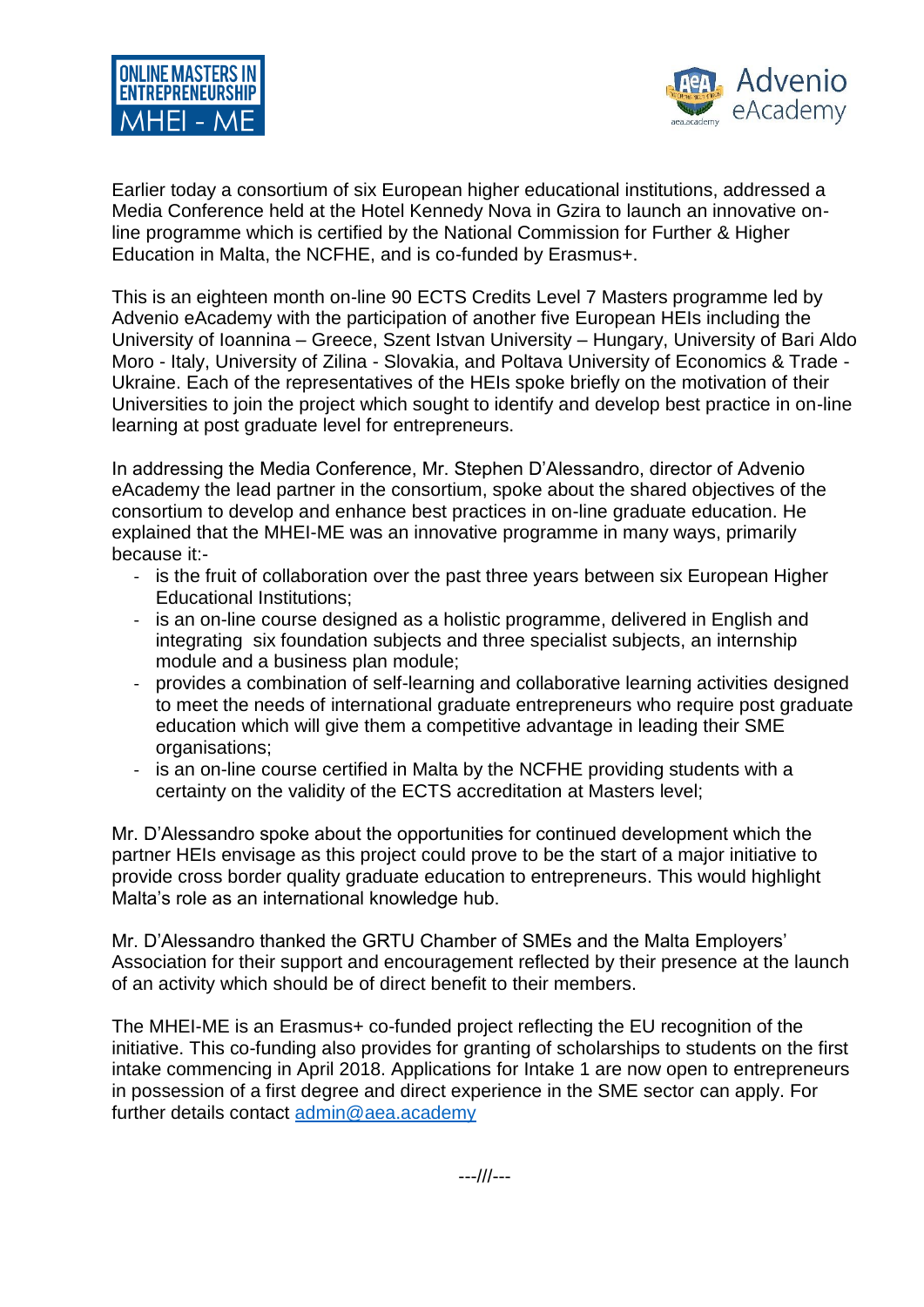Earlier today a consortium of six European higher educational institutions, addressed a Media Conference held at the Hotel Kennedy Nova in Gzira to launch an innovative on-line programme which is certified by the National Commission for Further & Higher Education in Malta, the NCFHE, and is co-funded by Erasmus+.

This is an eighteen month on-line 90 ECTS Credits Level 7 Masters programme led by Advenio eAcademy with the participation of another five European HEIs including the University of Ioannina – Greece, Szent Istvan University – Hungary, University of Bari Aldo Moro - Italy, University of Zilina - Slovakia, and Poltava University of Economics & Trade - Ukraine. Each of the representatives of the HEIs spoke briefly on the motivation of their Universities to join the project which sought to identify and develop best practice in on-line learning at post graduate level for entrepreneurs.

In addressing the Media Conference, Mr. Stephen D'Alessandro, director of Advenio eAcademy the lead partner in the consortium, spoke about the shared objectives of the consortium to develop and enhance best practices in on-line graduate education. He explained that the MHEI-ME was an innovative programme in many ways, primarily because it:-

- is the fruit of collaboration over the past three years between six European Higher Educational Institutions;
- is an on-line course designed as a holistic programme, delivered in English and integrating six foundation subjects and three specialist subjects, an internship module and a business plan module;
- provides a combination of self-learning and collaborative learning activities designed to meet the needs of international graduate entrepreneurs who require post graduate education which will give them a competitive advantage in leading their SME organisations;
- is an on-line course certified in Malta by the NCFHE providing students with a certainty on the validity of the ECTS accreditation at Masters level;

Mr. D'Alessandro spoke about the opportunities for continued development which the partner HEIs envisage as this project could prove to be the start of a major initiative to provide cross border quality graduate education to entrepreneurs. This would highlight Malta's role as an international knowledge hub.

Mr. D'Alessandro thanked the GRTU Chamber of SMEs and the Malta Employers' Association for their support and encouragement reflected by their presence at the launch of an activity which should be of direct benefit to their members.

The MHEI-ME is an Erasmus+ co-funded project reflecting the EU recognition of the initiative. This co-funding also provides for granting of scholarships to students on the first intake commencing in April 2018. Applications for Intake 1 are now open to entrepreneurs in possession of a first degree and direct experience in the SME sector can apply. For further details contact admin@aea.academy

---///---